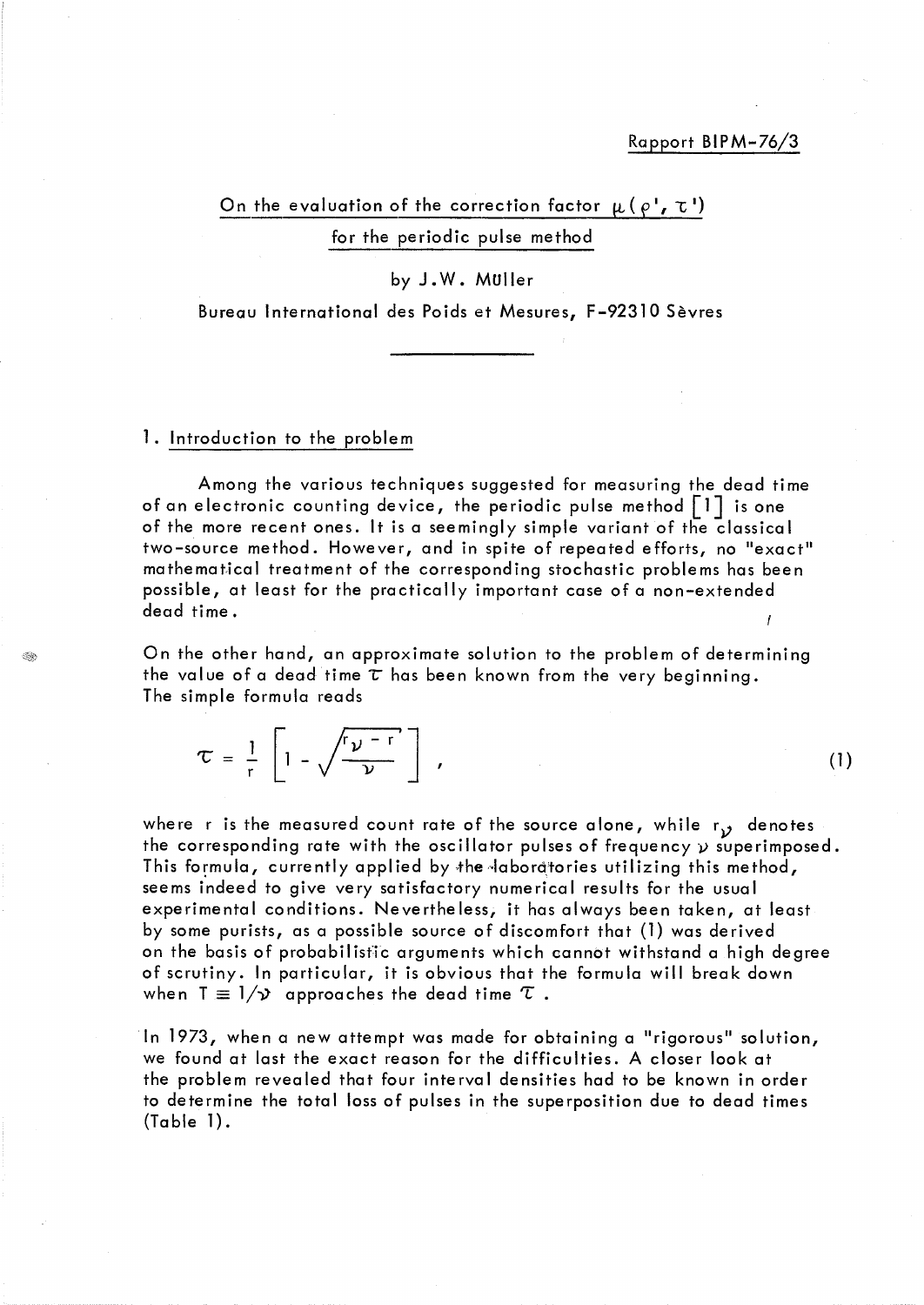Rapport BIPM-76/3

# On the evaluation of the correction factor $\mu(\rho', \tau')$ for the periodic pulse method

by J.W. Müller

Bureau International des Poids et Mesures, F-92310 Sèvres

## 1. Introduction to the problem

Among the various techniques suggested for measuring the dead time of an electronic counting device, the periodic pulse method [1] is one of the more recent ones. It is a seemingly simple variant of the classical two-source method. However, and in spite of repeated efforts, no "exact" mathematical treatment of the corresponding stochastic problems has been possible, at least for the practically important case of a non-extended dead time.

On the other hand, an approximate solution to the problem of determining the value of a dead time $\tau$ has been known from the very beginning. The simple formula reads

$$\tau = \frac{1}{r} \left[ 1 - \sqrt{\frac{r_\nu - r}{\nu}} \right] , \tag{1}$$

where r is the measured count rate of the source alone, while $r_\nu$ denotes the corresponding rate with the oscillator pulses of frequency $\nu$ superimposed. This formula, currently applied by the laboratories utilizing this method, seems indeed to give very satisfactory numerical results for the usual experimental conditions. Nevertheless, it has always been taken, at least by some purists, as a possible source of discomfort that (1) was derived on the basis of probabilistic arguments which cannot withstand a high degree of scrutiny. In particular, it is obvious that the formula will break down when $T \equiv 1/\nu$ approaches the dead time $\tau$.

In 1973, when a new attempt was made for obtaining a "rigorous" solution, we found at last the exact reason for the difficulties. A closer look at the problem revealed that four interval densities had to be known in order to determine the total loss of pulses in the superposition due to dead times (Table 1).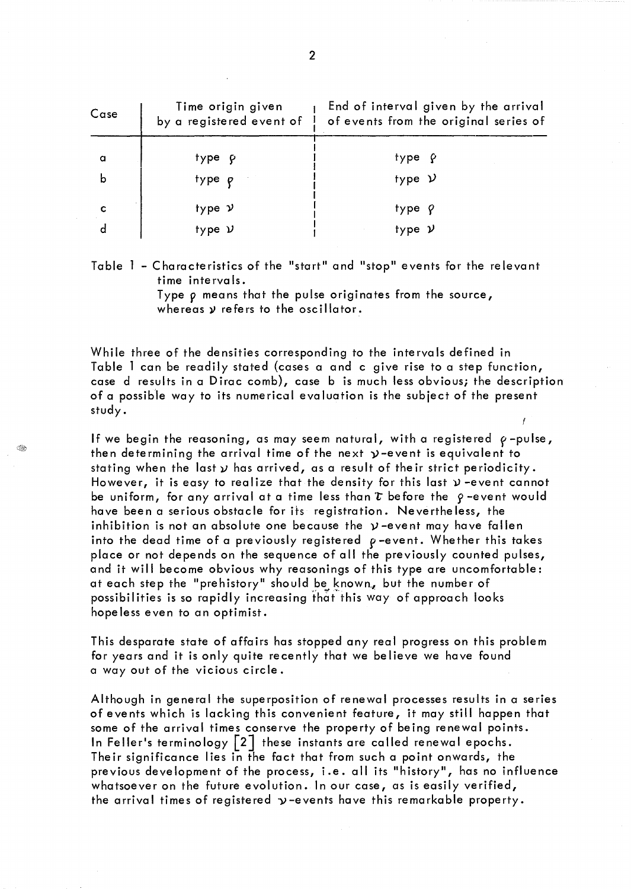| Case | Time origin given by a registered event of | End of interval given by the arrival of events from the original series of |
|---|---|---|
| a | type $\rho$ | type $\rho$ |
| b | type $\rho$ | type $\nu$ |
| c | type $\nu$ | type $\rho$ |
| d | type $\nu$ | type $\nu$ |

Table 1 - Characteristics of the "start" and "stop" events for the relevant time intervals.
Type $\rho$ means that the pulse originates from the source, whereas $\nu$ refers to the oscillator.

While three of the densities corresponding to the intervals defined in Table 1 can be readily stated (cases a and c give rise to a step function, case d results in a Dirac comb), case b is much less obvious; the description of a possible way to its numerical evaluation is the subject of the present study.

If we begin the reasoning, as may seem natural, with a registered $\rho$-pulse, then determining the arrival time of the next $\nu$-event is equivalent to stating when the last $\nu$ has arrived, as a result of their strict periodicity. However, it is easy to realize that the density for this last $\nu$-event cannot be uniform, for any arrival at a time less than $\tau$ before the $\rho$-event would have been a serious obstacle for its registration. Nevertheless, the inhibition is not an absolute one because the $\nu$-event may have fallen into the dead time of a previously registered $\rho$-event. Whether this takes place or not depends on the sequence of all the previously counted pulses, and it will become obvious why reasonings of this type are uncomfortable: at each step the "prehistory" should be known, but the number of possibilities is so rapidly increasing that this way of approach looks hopeless even to an optimist.

This desparate state of affairs has stopped any real progress on this problem for years and it is only quite recently that we believe we have found a way out of the vicious circle.

Although in general the superposition of renewal processes results in a series of events which is lacking this convenient feature, it may still happen that some of the arrival times conserve the property of being renewal points. In Feller's terminology [2] these instants are called renewal epochs. Their significance lies in the fact that from such a point onwards, the previous development of the process, i.e. all its "history", has no influence whatsoever on the future evolution. In our case, as is easily verified, the arrival times of registered $\nu$-events have this remarkable property.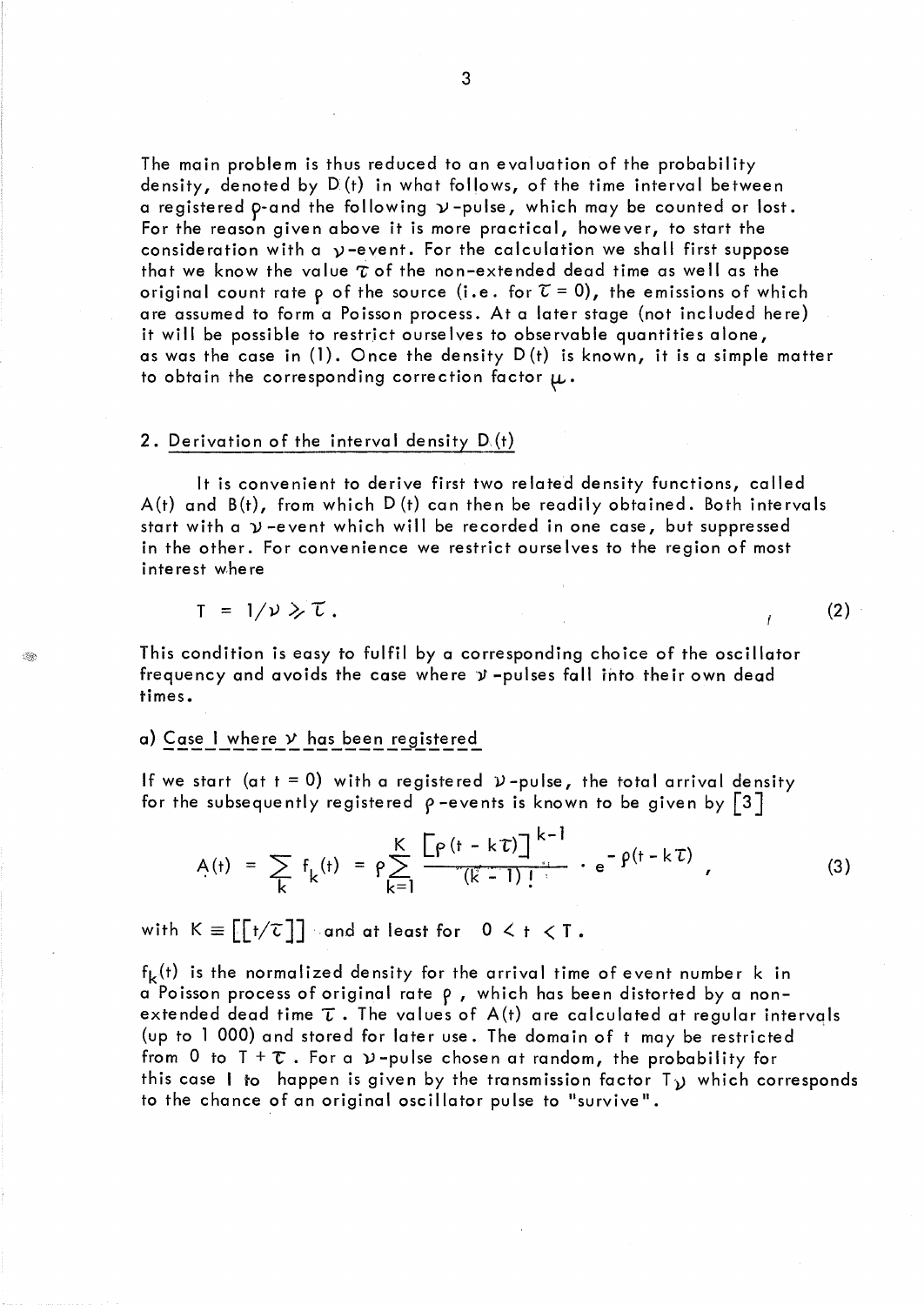The main problem is thus reduced to an evaluation of the probability density, denoted by $D(t)$ in what follows, of the time interval between a registered $\rho$-and the following $\nu$-pulse, which may be counted or lost. For the reason given above it is more practical, however, to start the consideration with a $\nu$-event. For the calculation we shall first suppose that we know the value $\tau$ of the non-extended dead time as well as the original count rate $\rho$ of the source (i.e. for $\tau = 0$), the emissions of which are assumed to form a Poisson process. At a later stage (not included here) it will be possible to restrict ourselves to observable quantities alone, as was the case in (1). Once the density $D(t)$ is known, it is a simple matter to obtain the corresponding correction factor $\mu$.

## 2. Derivation of the interval density $D(t)$

It is convenient to derive first two related density functions, called $A(t)$ and $B(t)$, from which $D(t)$ can then be readily obtained. Both intervals start with a $\nu$-event which will be recorded in one case, but suppressed in the other. For convenience we restrict ourselves to the region of most interest where

$$T = 1/\nu \gg \tau . \tag{2}$$

This condition is easy to fulfil by a corresponding choice of the oscillator frequency and avoids the case where $\nu$-pulses fall into their own dead times.

### a) Case I where $\nu$ has been registered

If we start (at $t = 0$) with a registered $\nu$-pulse, the total arrival density for the subsequently registered $\rho$-events is known to be given by [3]

$$A(t) = \sum_k f_k(t) = \rho \sum_{k=1}^{K} \frac{\left[\rho(t - k\tau)\right]^{k-1}}{(k-1)!} \cdot e^{-\rho(t - k\tau)} , \tag{3}$$

with $K \equiv [[t/\tau]]$ and at least for $0 < t < T$.

$f_k(t)$ is the normalized density for the arrival time of event number $k$ in a Poisson process of original rate $\rho$, which has been distorted by a non-extended dead time $\tau$. The values of $A(t)$ are calculated at regular intervals (up to 1 000) and stored for later use. The domain of $t$ may be restricted from 0 to $T + \tau$. For a $\nu$-pulse chosen at random, the probability for this case I to happen is given by the transmission factor $T_\nu$ which corresponds to the chance of an original oscillator pulse to "survive".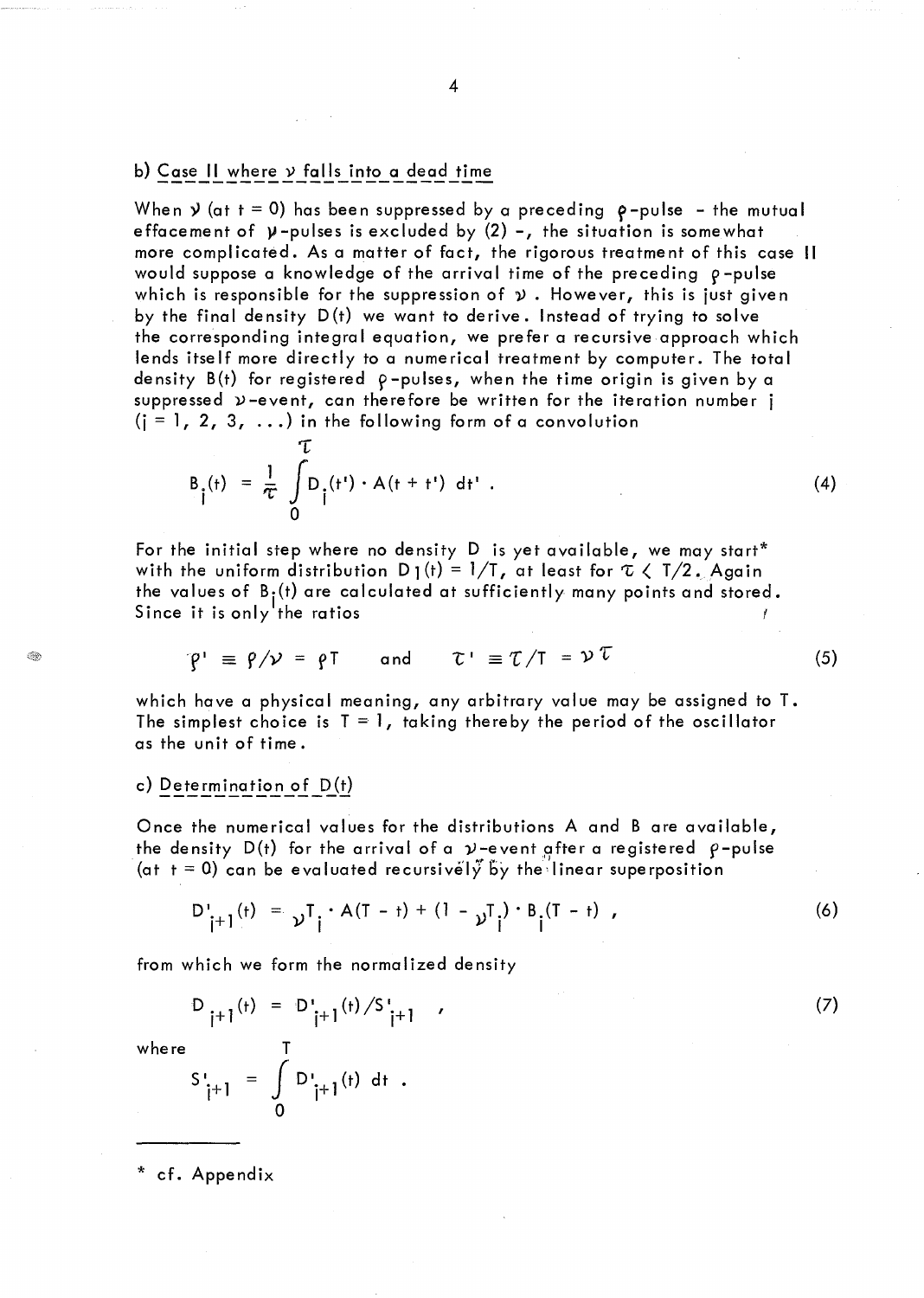b) Case II where $\nu$ falls into a dead time

When $\nu$ (at $t = 0$) has been suppressed by a preceding $\rho$-pulse – the mutual effacement of $\nu$-pulses is excluded by (2) –, the situation is somewhat more complicated. As a matter of fact, the rigorous treatment of this case II would suppose a knowledge of the arrival time of the preceding $\rho$-pulse which is responsible for the suppression of $\nu$. However, this is just given by the final density $D(t)$ we want to derive. Instead of trying to solve the corresponding integral equation, we prefer a recursive approach which lends itself more directly to a numerical treatment by computer. The total density $B(t)$ for registered $\rho$-pulses, when the time origin is given by a suppressed $\nu$-event, can therefore be written for the iteration number $i$ ($i = 1, 2, 3, \ldots$) in the following form of a convolution

$$B_i(t) = \frac{1}{\tau} \int_0^{\tau} D_i(t') \cdot A(t + t') \, dt' \ . \tag{4}$$

For the initial step where no density D is yet available, we may start* with the uniform distribution $D_1(t) = 1/T$, at least for $\tau < T/2$. Again the values of $B_i(t)$ are calculated at sufficiently many points and stored. Since it is only the ratios

$$\rho' \equiv \rho/\nu = \rho T \quad \text{and} \quad \tau' \equiv \tau/T = \nu\tau \tag{5}$$

which have a physical meaning, any arbitrary value may be assigned to T. The simplest choice is $T = 1$, taking thereby the period of the oscillator as the unit of time.

c) Determination of $D(t)$

Once the numerical values for the distributions A and B are available, the density $D(t)$ for the arrival of a $\nu$-event after a registered $\rho$-pulse (at $t = 0$) can be evaluated recursively by the linear superposition

$$D'_{i+1}(t) = {}_{\nu}T_i \cdot A(T - t) + (1 - {}_{\nu}T_i) \cdot B_i(T - t) \ , \tag{6}$$

from which we form the normalized density

$$D_{i+1}(t) = D'_{i+1}(t)/S'_{i+1} \ , \tag{7}$$

where

$$S'_{i+1} = \int_0^T D'_{i+1}(t) \, dt \ .$$

---

\* cf. Appendix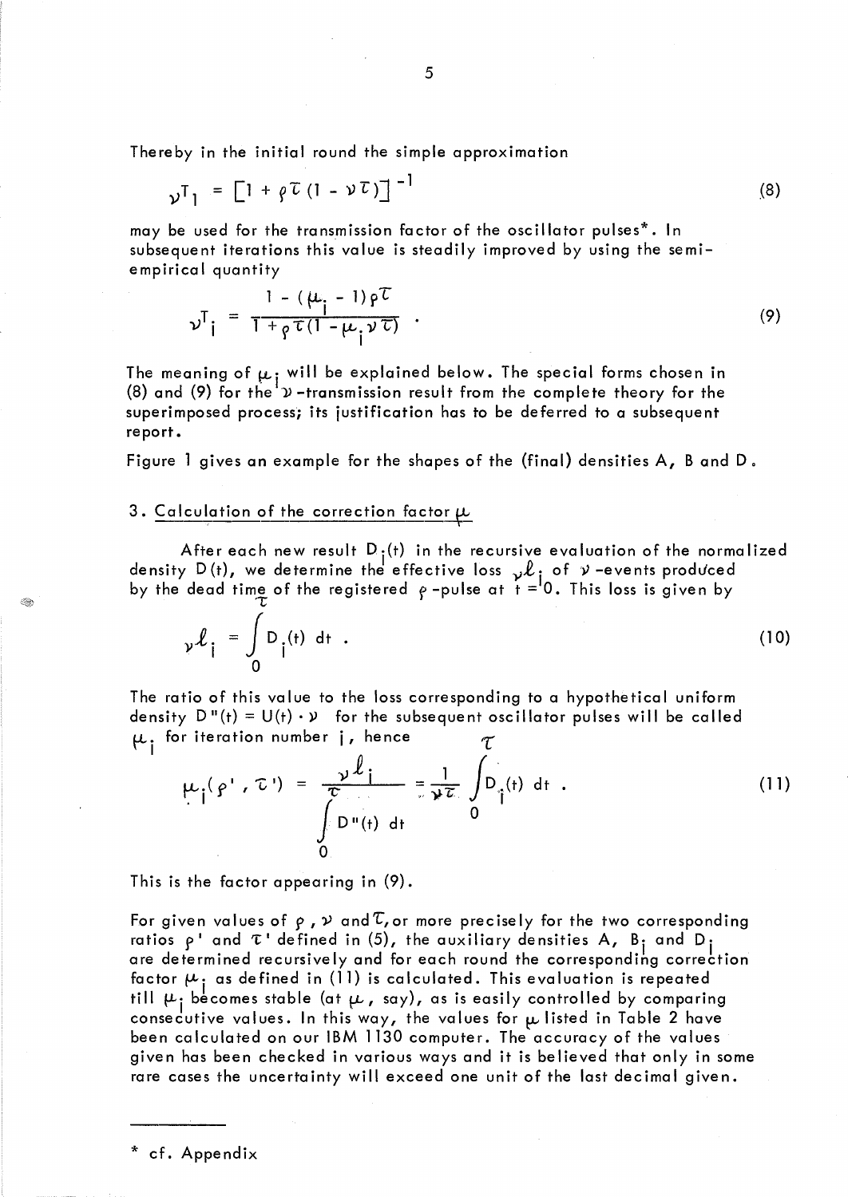Thereby in the initial round the simple approximation

$$_{\nu}T_1 = \left[1 + \rho\tau(1 - \nu\tau)\right]^{-1} \tag{8}$$

may be used for the transmission factor of the oscillator pulses*. In subsequent iterations this value is steadily improved by using the semi-empirical quantity

$$_{\nu}T_i = \frac{1 - (\mu_i - 1)\rho\tau}{1 + \rho\tau(1 - \mu_i \nu\tau)} \ . \tag{9}$$

The meaning of $\mu_i$ will be explained below. The special forms chosen in (8) and (9) for the $\nu$-transmission result from the complete theory for the superimposed process; its justification has to be deferred to a subsequent report.

Figure 1 gives an example for the shapes of the (final) densities A, B and D.

## 3. Calculation of the correction factor $\mu$

After each new result $D_i(t)$ in the recursive evaluation of the normalized density $D(t)$, we determine the effective loss $_{\nu}\ell_i$ of $\nu$-events produced by the dead time of the registered $\rho$-pulse at $t = 0$. This loss is given by

$$_{\nu}\ell_i = \int_0^{\tau} D_i(t)\, dt \ . \tag{10}$$

The ratio of this value to the loss corresponding to a hypothetical uniform density $D''(t) = U(t) \cdot \nu$ for the subsequent oscillator pulses will be called $\mu_i$ for iteration number $i$, hence

$$\mu_i(\rho', \tau') = \frac{_{\nu}\ell_i}{\int_0^{\tau} D''(t)\, dt} = \frac{1}{\nu\tau} \int_0^{\tau} D_i(t)\, dt \ . \tag{11}$$

This is the factor appearing in (9).

For given values of $\rho$, $\nu$ and $\tau$, or more precisely for the two corresponding ratios $\rho'$ and $\tau'$ defined in (5), the auxiliary densities A, $B_i$ and $D_i$ are determined recursively and for each round the corresponding correction factor $\mu_i$ as defined in (11) is calculated. This evaluation is repeated till $\mu_i$ becomes stable (at $\mu$, say), as is easily controlled by comparing consecutive values. In this way, the values for $\mu$ listed in Table 2 have been calculated on our IBM 1130 computer. The accuracy of the values given has been checked in various ways and it is believed that only in some rare cases the uncertainty will exceed one unit of the last decimal given.

---

* cf. Appendix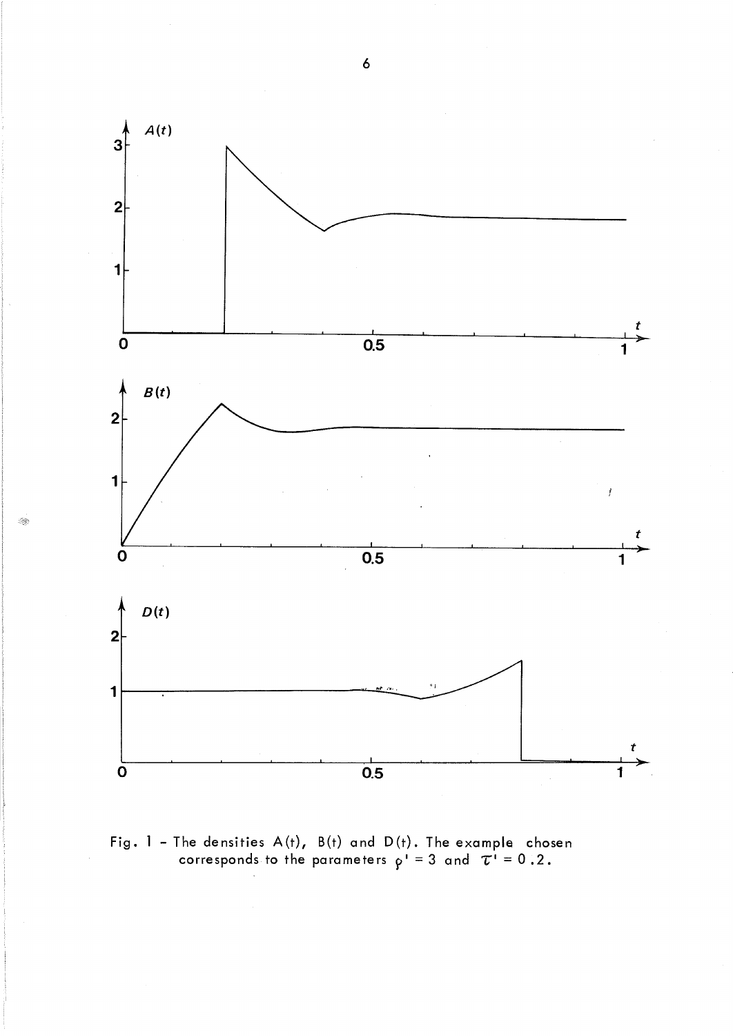Fig. 1 - The densities A(t), B(t) and D(t). The example chosen corresponds to the parameters $\rho' = 3$ and $\tau' = 0.2$.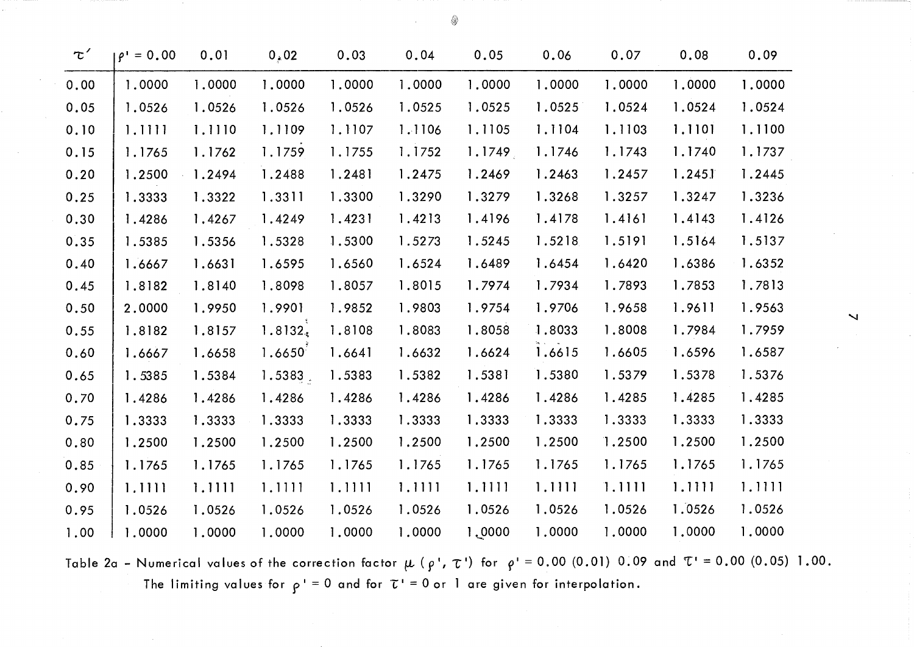| $\tau'$ | $\rho' = 0.00$ | 0.01 | 0.02 | 0.03 | 0.04 | 0.05 | 0.06 | 0.07 | 0.08 | 0.09 |
|---|---|---|---|---|---|---|---|---|---|---|
| 0.00 | 1.0000 | 1.0000 | 1.0000 | 1.0000 | 1.0000 | 1.0000 | 1.0000 | 1.0000 | 1.0000 | 1.0000 |
| 0.05 | 1.0526 | 1.0526 | 1.0526 | 1.0526 | 1.0525 | 1.0525 | 1.0525 | 1.0524 | 1.0524 | 1.0524 |
| 0.10 | 1.1111 | 1.1110 | 1.1109 | 1.1107 | 1.1106 | 1.1105 | 1.1104 | 1.1103 | 1.1101 | 1.1100 |
| 0.15 | 1.1765 | 1.1762 | 1.1759 | 1.1755 | 1.1752 | 1.1749 | 1.1746 | 1.1743 | 1.1740 | 1.1737 |
| 0.20 | 1.2500 | 1.2494 | 1.2488 | 1.2481 | 1.2475 | 1.2469 | 1.2463 | 1.2457 | 1.2451 | 1.2445 |
| 0.25 | 1.3333 | 1.3322 | 1.3311 | 1.3300 | 1.3290 | 1.3279 | 1.3268 | 1.3257 | 1.3247 | 1.3236 |
| 0.30 | 1.4286 | 1.4267 | 1.4249 | 1.4231 | 1.4213 | 1.4196 | 1.4178 | 1.4161 | 1.4143 | 1.4126 |
| 0.35 | 1.5385 | 1.5356 | 1.5328 | 1.5300 | 1.5273 | 1.5245 | 1.5218 | 1.5191 | 1.5164 | 1.5137 |
| 0.40 | 1.6667 | 1.6631 | 1.6595 | 1.6560 | 1.6524 | 1.6489 | 1.6454 | 1.6420 | 1.6386 | 1.6352 |
| 0.45 | 1.8182 | 1.8140 | 1.8098 | 1.8057 | 1.8015 | 1.7974 | 1.7934 | 1.7893 | 1.7853 | 1.7813 |
| 0.50 | 2.0000 | 1.9950 | 1.9901 | 1.9852 | 1.9803 | 1.9754 | 1.9706 | 1.9658 | 1.9611 | 1.9563 |
| 0.55 | 1.8182 | 1.8157 | 1.8132 | 1.8108 | 1.8083 | 1.8058 | 1.8033 | 1.8008 | 1.7984 | 1.7959 |
| 0.60 | 1.6667 | 1.6658 | 1.6650 | 1.6641 | 1.6632 | 1.6624 | 1.6615 | 1.6605 | 1.6596 | 1.6587 |
| 0.65 | 1.5385 | 1.5384 | 1.5383 | 1.5383 | 1.5382 | 1.5381 | 1.5380 | 1.5379 | 1.5378 | 1.5376 |
| 0.70 | 1.4286 | 1.4286 | 1.4286 | 1.4286 | 1.4286 | 1.4286 | 1.4286 | 1.4285 | 1.4285 | 1.4285 |
| 0.75 | 1.3333 | 1.3333 | 1.3333 | 1.3333 | 1.3333 | 1.3333 | 1.3333 | 1.3333 | 1.3333 | 1.3333 |
| 0.80 | 1.2500 | 1.2500 | 1.2500 | 1.2500 | 1.2500 | 1.2500 | 1.2500 | 1.2500 | 1.2500 | 1.2500 |
| 0.85 | 1.1765 | 1.1765 | 1.1765 | 1.1765 | 1.1765 | 1.1765 | 1.1765 | 1.1765 | 1.1765 | 1.1765 |
| 0.90 | 1.1111 | 1.1111 | 1.1111 | 1.1111 | 1.1111 | 1.1111 | 1.1111 | 1.1111 | 1.1111 | 1.1111 |
| 0.95 | 1.0526 | 1.0526 | 1.0526 | 1.0526 | 1.0526 | 1.0526 | 1.0526 | 1.0526 | 1.0526 | 1.0526 |
| 1.00 | 1.0000 | 1.0000 | 1.0000 | 1.0000 | 1.0000 | 1.0000 | 1.0000 | 1.0000 | 1.0000 | 1.0000 |

Table 2a – Numerical values of the correction factor $\mu(\rho', \tau')$ for $\rho' = 0.00\ (0.01)\ 0.09$ and $\tau' = 0.00\ (0.05)\ 1.00$. The limiting values for $\rho' = 0$ and for $\tau' = 0$ or $1$ are given for interpolation.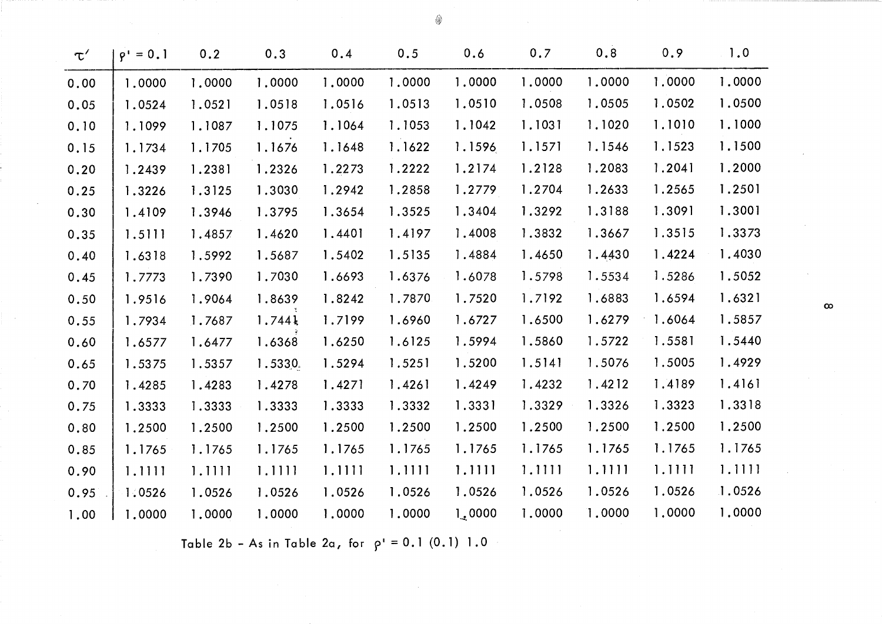| $\tau'$ | $\rho' = 0.1$ | 0.2 | 0.3 | 0.4 | 0.5 | 0.6 | 0.7 | 0.8 | 0.9 | 1.0 |
|---|---|---|---|---|---|---|---|---|---|---|
| 0.00 | 1.0000 | 1.0000 | 1.0000 | 1.0000 | 1.0000 | 1.0000 | 1.0000 | 1.0000 | 1.0000 | 1.0000 |
| 0.05 | 1.0524 | 1.0521 | 1.0518 | 1.0516 | 1.0513 | 1.0510 | 1.0508 | 1.0505 | 1.0502 | 1.0500 |
| 0.10 | 1.1099 | 1.1087 | 1.1075 | 1.1064 | 1.1053 | 1.1042 | 1.1031 | 1.1020 | 1.1010 | 1.1000 |
| 0.15 | 1.1734 | 1.1705 | 1.1676 | 1.1648 | 1.1622 | 1.1596 | 1.1571 | 1.1546 | 1.1523 | 1.1500 |
| 0.20 | 1.2439 | 1.2381 | 1.2326 | 1.2273 | 1.2222 | 1.2174 | 1.2128 | 1.2083 | 1.2041 | 1.2000 |
| 0.25 | 1.3226 | 1.3125 | 1.3030 | 1.2942 | 1.2858 | 1.2779 | 1.2704 | 1.2633 | 1.2565 | 1.2501 |
| 0.30 | 1.4109 | 1.3946 | 1.3795 | 1.3654 | 1.3525 | 1.3404 | 1.3292 | 1.3188 | 1.3091 | 1.3001 |
| 0.35 | 1.5111 | 1.4857 | 1.4620 | 1.4401 | 1.4197 | 1.4008 | 1.3832 | 1.3667 | 1.3515 | 1.3373 |
| 0.40 | 1.6318 | 1.5992 | 1.5687 | 1.5402 | 1.5135 | 1.4884 | 1.4650 | 1.4430 | 1.4224 | 1.4030 |
| 0.45 | 1.7773 | 1.7390 | 1.7030 | 1.6693 | 1.6376 | 1.6078 | 1.5798 | 1.5534 | 1.5286 | 1.5052 |
| 0.50 | 1.9516 | 1.9064 | 1.8639 | 1.8242 | 1.7870 | 1.7520 | 1.7192 | 1.6883 | 1.6594 | 1.6321 |
| 0.55 | 1.7934 | 1.7687 | 1.7441 | 1.7199 | 1.6960 | 1.6727 | 1.6500 | 1.6279 | 1.6064 | 1.5857 |
| 0.60 | 1.6577 | 1.6477 | 1.6368 | 1.6250 | 1.6125 | 1.5994 | 1.5860 | 1.5722 | 1.5581 | 1.5440 |
| 0.65 | 1.5375 | 1.5357 | 1.5330 | 1.5294 | 1.5251 | 1.5200 | 1.5141 | 1.5076 | 1.5005 | 1.4929 |
| 0.70 | 1.4285 | 1.4283 | 1.4278 | 1.4271 | 1.4261 | 1.4249 | 1.4232 | 1.4212 | 1.4189 | 1.4161 |
| 0.75 | 1.3333 | 1.3333 | 1.3333 | 1.3333 | 1.3332 | 1.3331 | 1.3329 | 1.3326 | 1.3323 | 1.3318 |
| 0.80 | 1.2500 | 1.2500 | 1.2500 | 1.2500 | 1.2500 | 1.2500 | 1.2500 | 1.2500 | 1.2500 | 1.2500 |
| 0.85 | 1.1765 | 1.1765 | 1.1765 | 1.1765 | 1.1765 | 1.1765 | 1.1765 | 1.1765 | 1.1765 | 1.1765 |
| 0.90 | 1.1111 | 1.1111 | 1.1111 | 1.1111 | 1.1111 | 1.1111 | 1.1111 | 1.1111 | 1.1111 | 1.1111 |
| 0.95 | 1.0526 | 1.0526 | 1.0526 | 1.0526 | 1.0526 | 1.0526 | 1.0526 | 1.0526 | 1.0526 | 1.0526 |
| 1.00 | 1.0000 | 1.0000 | 1.0000 | 1.0000 | 1.0000 | 1.0000 | 1.0000 | 1.0000 | 1.0000 | 1.0000 |

Table 2b - As in Table 2a, for $\rho' = 0.1$ (0.1) 1.0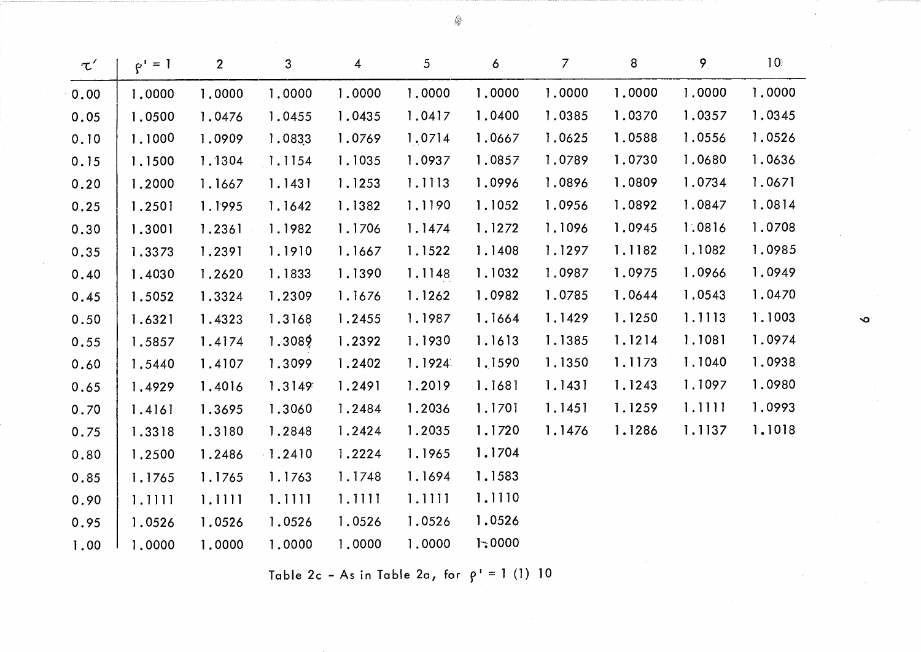| $\tau'$ | $\rho' = 1$ | 2 | 3 | 4 | 5 | 6 | 7 | 8 | 9 | 10 |
|---|---|---|---|---|---|---|---|---|---|---|
| 0.00 | 1.0000 | 1.0000 | 1.0000 | 1.0000 | 1.0000 | 1.0000 | 1.0000 | 1.0000 | 1.0000 | 1.0000 |
| 0.05 | 1.0500 | 1.0476 | 1.0455 | 1.0435 | 1.0417 | 1.0400 | 1.0385 | 1.0370 | 1.0357 | 1.0345 |
| 0.10 | 1.1000 | 1.0909 | 1.0833 | 1.0769 | 1.0714 | 1.0667 | 1.0625 | 1.0588 | 1.0556 | 1.0526 |
| 0.15 | 1.1500 | 1.1304 | 1.1154 | 1.1035 | 1.0937 | 1.0857 | 1.0789 | 1.0730 | 1.0680 | 1.0636 |
| 0.20 | 1.2000 | 1.1667 | 1.1431 | 1.1253 | 1.1113 | 1.0996 | 1.0896 | 1.0809 | 1.0734 | 1.0671 |
| 0.25 | 1.2501 | 1.1995 | 1.1642 | 1.1382 | 1.1190 | 1.1052 | 1.0956 | 1.0892 | 1.0847 | 1.0814 |
| 0.30 | 1.3001 | 1.2361 | 1.1982 | 1.1706 | 1.1474 | 1.1272 | 1.1096 | 1.0945 | 1.0816 | 1.0708 |
| 0.35 | 1.3373 | 1.2391 | 1.1910 | 1.1667 | 1.1522 | 1.1408 | 1.1297 | 1.1182 | 1.1082 | 1.0985 |
| 0.40 | 1.4030 | 1.2620 | 1.1833 | 1.1390 | 1.1148 | 1.1032 | 1.0987 | 1.0975 | 1.0966 | 1.0949 |
| 0.45 | 1.5052 | 1.3324 | 1.2309 | 1.1676 | 1.1262 | 1.0982 | 1.0785 | 1.0644 | 1.0543 | 1.0470 |
| 0.50 | 1.6321 | 1.4323 | 1.3168 | 1.2455 | 1.1987 | 1.1664 | 1.1429 | 1.1250 | 1.1113 | 1.1003 |
| 0.55 | 1.5857 | 1.4174 | 1.3089 | 1.2392 | 1.1930 | 1.1613 | 1.1385 | 1.1214 | 1.1081 | 1.0974 |
| 0.60 | 1.5440 | 1.4107 | 1.3099 | 1.2402 | 1.1924 | 1.1590 | 1.1350 | 1.1173 | 1.1040 | 1.0938 |
| 0.65 | 1.4929 | 1.4016 | 1.3149 | 1.2491 | 1.2019 | 1.1681 | 1.1431 | 1.1243 | 1.1097 | 1.0980 |
| 0.70 | 1.4161 | 1.3695 | 1.3060 | 1.2484 | 1.2036 | 1.1701 | 1.1451 | 1.1259 | 1.1111 | 1.0993 |
| 0.75 | 1.3318 | 1.3180 | 1.2848 | 1.2424 | 1.2035 | 1.1720 | 1.1476 | 1.1286 | 1.1137 | 1.1018 |
| 0.80 | 1.2500 | 1.2486 | 1.2410 | 1.2224 | 1.1965 | 1.1704 | | | | |
| 0.85 | 1.1765 | 1.1765 | 1.1763 | 1.1748 | 1.1694 | 1.1583 | | | | |
| 0.90 | 1.1111 | 1.1111 | 1.1111 | 1.1111 | 1.1111 | 1.1110 | | | | |
| 0.95 | 1.0526 | 1.0526 | 1.0526 | 1.0526 | 1.0526 | 1.0526 | | | | |
| 1.00 | 1.0000 | 1.0000 | 1.0000 | 1.0000 | 1.0000 | 1.0000 | | | | |

Table 2c - As in Table 2a, for $\rho' = 1\ (1)\ 10$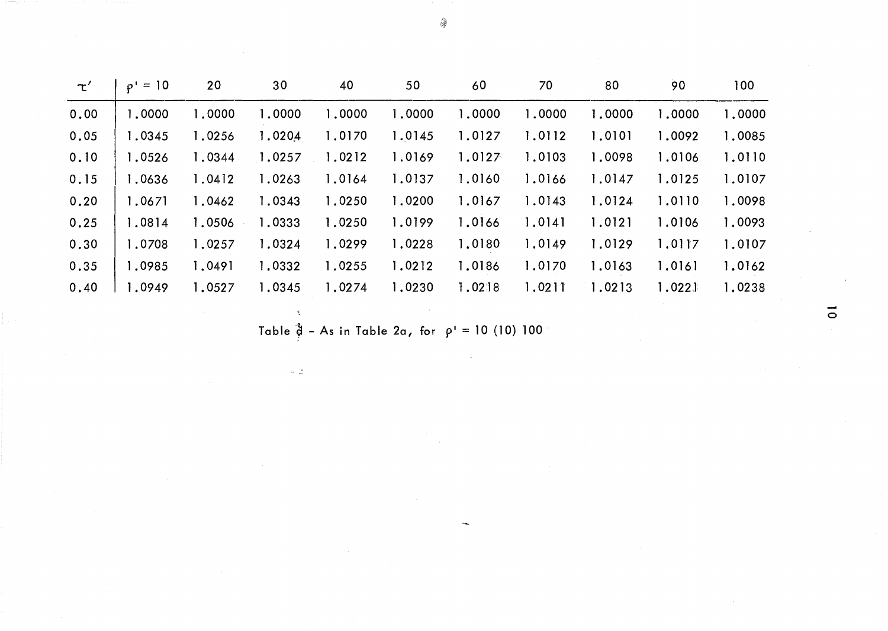| $\tau'$ | $\rho' = 10$ | 20 | 30 | 40 | 50 | 60 | 70 | 80 | 90 | 100 |
|---|---|---|---|---|---|---|---|---|---|---|
| 0.00 | 1.0000 | 1.0000 | 1.0000 | 1.0000 | 1.0000 | 1.0000 | 1.0000 | 1.0000 | 1.0000 | 1.0000 |
| 0.05 | 1.0345 | 1.0256 | 1.0204 | 1.0170 | 1.0145 | 1.0127 | 1.0112 | 1.0101 | 1.0092 | 1.0085 |
| 0.10 | 1.0526 | 1.0344 | 1.0257 | 1.0212 | 1.0169 | 1.0127 | 1.0103 | 1.0098 | 1.0106 | 1.0110 |
| 0.15 | 1.0636 | 1.0412 | 1.0263 | 1.0164 | 1.0137 | 1.0160 | 1.0166 | 1.0147 | 1.0125 | 1.0107 |
| 0.20 | 1.0671 | 1.0462 | 1.0343 | 1.0250 | 1.0200 | 1.0167 | 1.0143 | 1.0124 | 1.0110 | 1.0098 |
| 0.25 | 1.0814 | 1.0506 | 1.0333 | 1.0250 | 1.0199 | 1.0166 | 1.0141 | 1.0121 | 1.0106 | 1.0093 |
| 0.30 | 1.0708 | 1.0257 | 1.0324 | 1.0299 | 1.0228 | 1.0180 | 1.0149 | 1.0129 | 1.0117 | 1.0107 |
| 0.35 | 1.0985 | 1.0491 | 1.0332 | 1.0255 | 1.0212 | 1.0186 | 1.0170 | 1.0163 | 1.0161 | 1.0162 |
| 0.40 | 1.0949 | 1.0527 | 1.0345 | 1.0274 | 1.0230 | 1.0218 | 1.0211 | 1.0213 | 1.0221 | 1.0238 |

Table d - As in Table 2a, for $\rho' = 10\ (10)\ 100$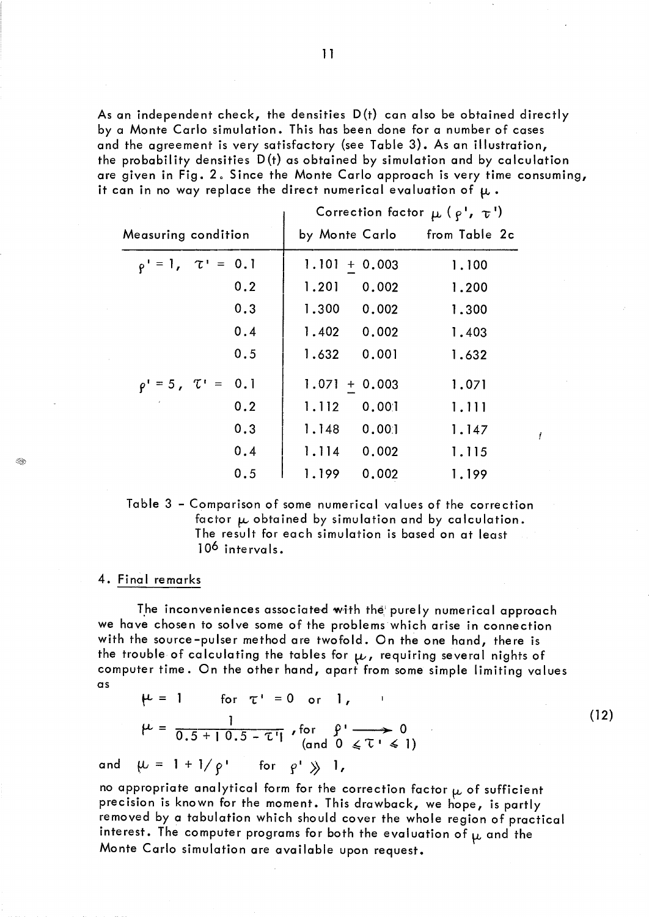As an independent check, the densities $D(t)$ can also be obtained directly by a Monte Carlo simulation. This has been done for a number of cases and the agreement is very satisfactory (see Table 3). As an illustration, the probability densities $D(t)$ as obtained by simulation and by calculation are given in Fig. 2. Since the Monte Carlo approach is very time consuming, it can in no way replace the direct numerical evaluation of $\mu$.

| Measuring condition | Correction factor $\mu(\rho', \tau')$ by Monte Carlo | | Correction factor $\mu(\rho', \tau')$ from Table 2c |
|---|---|---|---|
| $\rho' = 1$, $\tau' = 0.1$ | 1.101 | $\pm$ 0.003 | 1.100 |
| 0.2 | 1.201 | 0.002 | 1.200 |
| 0.3 | 1.300 | 0.002 | 1.300 |
| 0.4 | 1.402 | 0.002 | 1.403 |
| 0.5 | 1.632 | 0.001 | 1.632 |
| $\rho' = 5$, $\tau' = 0.1$ | 1.071 | $\pm$ 0.003 | 1.071 |
| 0.2 | 1.112 | 0.001 | 1.111 |
| 0.3 | 1.148 | 0.001 | 1.147 |
| 0.4 | 1.114 | 0.002 | 1.115 |
| 0.5 | 1.199 | 0.002 | 1.199 |

Table 3 – Comparison of some numerical values of the correction factor $\mu$ obtained by simulation and by calculation. The result for each simulation is based on at least $10^6$ intervals.

## 4. Final remarks

The inconveniences associated with the purely numerical approach we have chosen to solve some of the problems which arise in connection with the source-pulser method are twofold. On the one hand, there is the trouble of calculating the tables for $\mu$, requiring several nights of computer time. On the other hand, apart from some simple limiting values as

$$\mu = 1 \quad \text{for } \tau' = 0 \text{ or } 1,$$

$$\mu = \frac{1}{0.5 + |0.5 - \tau'|}, \text{ for } \rho' \longrightarrow 0 \text{ (and } 0 \leqslant \tau' \leqslant 1) \tag{12}$$

and $\mu = 1 + 1/\rho'$ for $\rho' \gg 1$,

no appropriate analytical form for the correction factor $\mu$ of sufficient precision is known for the moment. This drawback, we hope, is partly removed by a tabulation which should cover the whole region of practical interest. The computer programs for both the evaluation of $\mu$ and the Monte Carlo simulation are available upon request.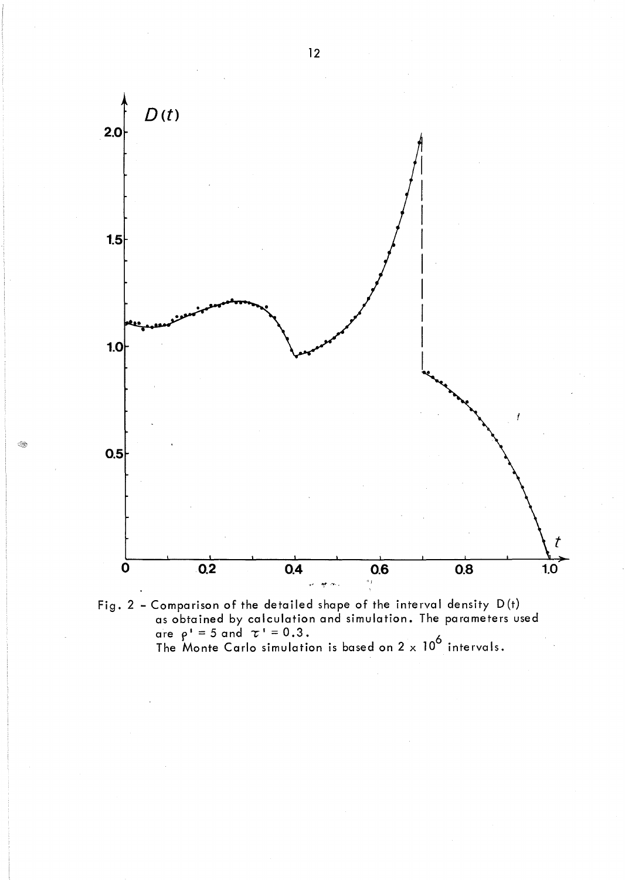Fig. 2 - Comparison of the detailed shape of the interval density $D(t)$ as obtained by calculation and simulation. The parameters used are $\rho' = 5$ and $\tau' = 0.3$.
The Monte Carlo simulation is based on $2 \times 10^6$ intervals.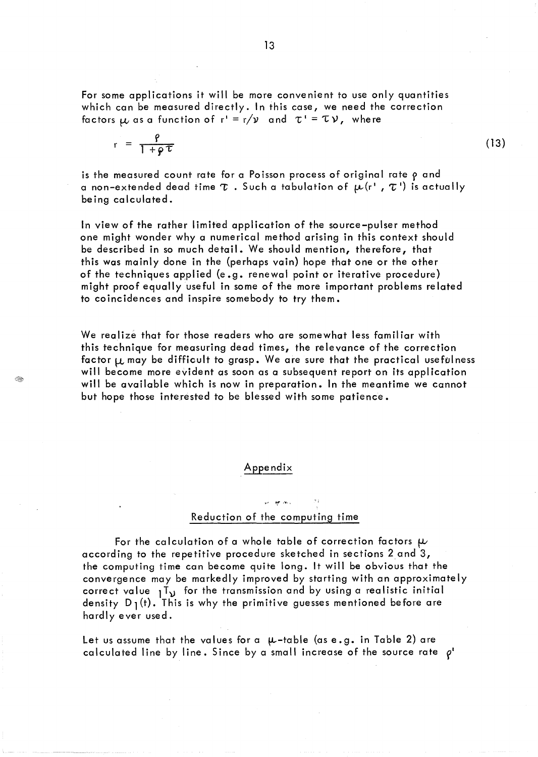For some applications it will be more convenient to use only quantities which can be measured directly. In this case, we need the correction factors $\mu$ as a function of $r' = r/\nu$ and $\tau' = \tau\nu$, where

$$r = \frac{\rho}{1 + \rho\tau} \tag{13}$$

is the measured count rate for a Poisson process of original rate $\rho$ and a non-extended dead time $\tau$. Such a tabulation of $\mu(r', \tau')$ is actually being calculated.

In view of the rather limited application of the source-pulser method one might wonder why a numerical method arising in this context should be described in so much detail. We should mention, therefore, that this was mainly done in the (perhaps vain) hope that one or the other of the techniques applied (e.g. renewal point or iterative procedure) might proof equally useful in some of the more important problems related to coincidences and inspire somebody to try them.

We realize that for those readers who are somewhat less familiar with this technique for measuring dead times, the relevance of the correction factor $\mu$ may be difficult to grasp. We are sure that the practical usefulness will become more evident as soon as a subsequent report on its application will be available which is now in preparation. In the meantime we cannot but hope those interested to be blessed with some patience.

## Appendix

### Reduction of the computing time

For the calculation of a whole table of correction factors $\mu$ according to the repetitive procedure sketched in sections 2 and 3, the computing time can become quite long. It will be obvious that the convergence may be markedly improved by starting with an approximately correct value ${}_1T_\nu$ for the transmission and by using a realistic initial density $D_1(t)$. This is why the primitive guesses mentioned before are hardly ever used.

Let us assume that the values for a $\mu$-table (as e.g. in Table 2) are calculated line by line. Since by a small increase of the source rate $\rho'$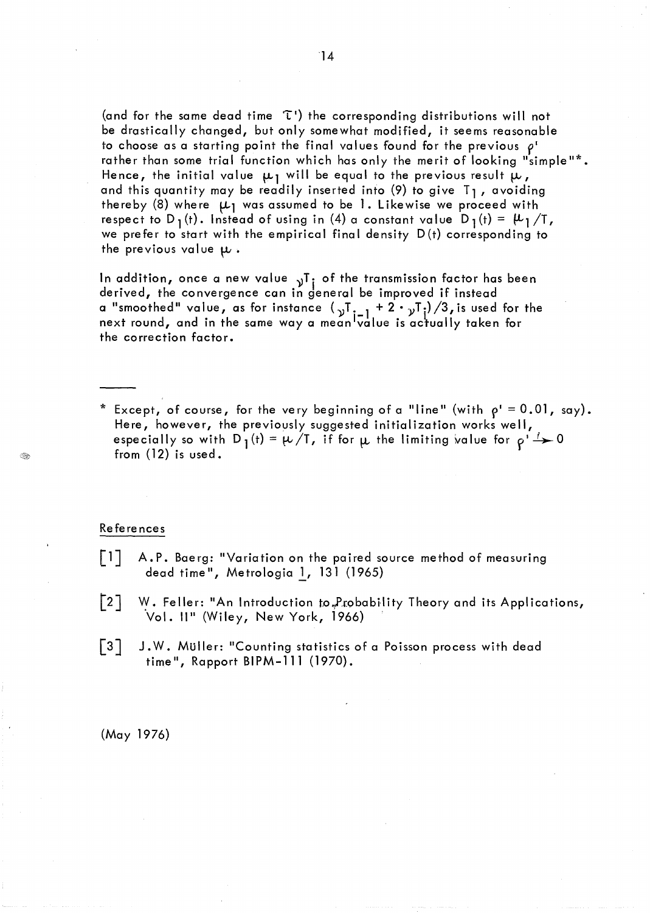(and for the same dead time $\tau'$) the corresponding distributions will not be drastically changed, but only somewhat modified, it seems reasonable to choose as a starting point the final values found for the previous $\rho'$ rather than some trial function which has only the merit of looking "simple"*. Hence, the initial value $\mu_1$ will be equal to the previous result $\mu$, and this quantity may be readily inserted into (9) to give $T_1$, avoiding thereby (8) where $\mu_1$ was assumed to be 1. Likewise we proceed with respect to $D_1(t)$. Instead of using in (4) a constant value $D_1(t) = \mu_1/T$, we prefer to start with the empirical final density $D(t)$ corresponding to the previous value $\mu$.

In addition, once a new value ${}_{\nu}T_i$ of the transmission factor has been derived, the convergence can in general be improved if instead a "smoothed" value, as for instance $({}_{\nu}T_{i-1} + 2 \cdot {}_{\nu}T_i)/3$, is used for the next round, and in the same way a mean value is actually taken for the correction factor.

---

\* Except, of course, for the very beginning of a "line" (with $\rho' = 0.01$, say). Here, however, the previously suggested initialization works well, especially so with $D_1(t) = \mu/T$, if for $\mu$ the limiting value for $\rho' \to 0$ from (12) is used.

## References

[1] A.P. Baerg: "Variation on the paired source method of measuring dead time", Metrologia 1, 131 (1965)

[2] W. Feller: "An Introduction to Probability Theory and its Applications, Vol. II" (Wiley, New York, 1966)

[3] J.W. Müller: "Counting statistics of a Poisson process with dead time", Rapport BIPM-111 (1970).

(May 1976)